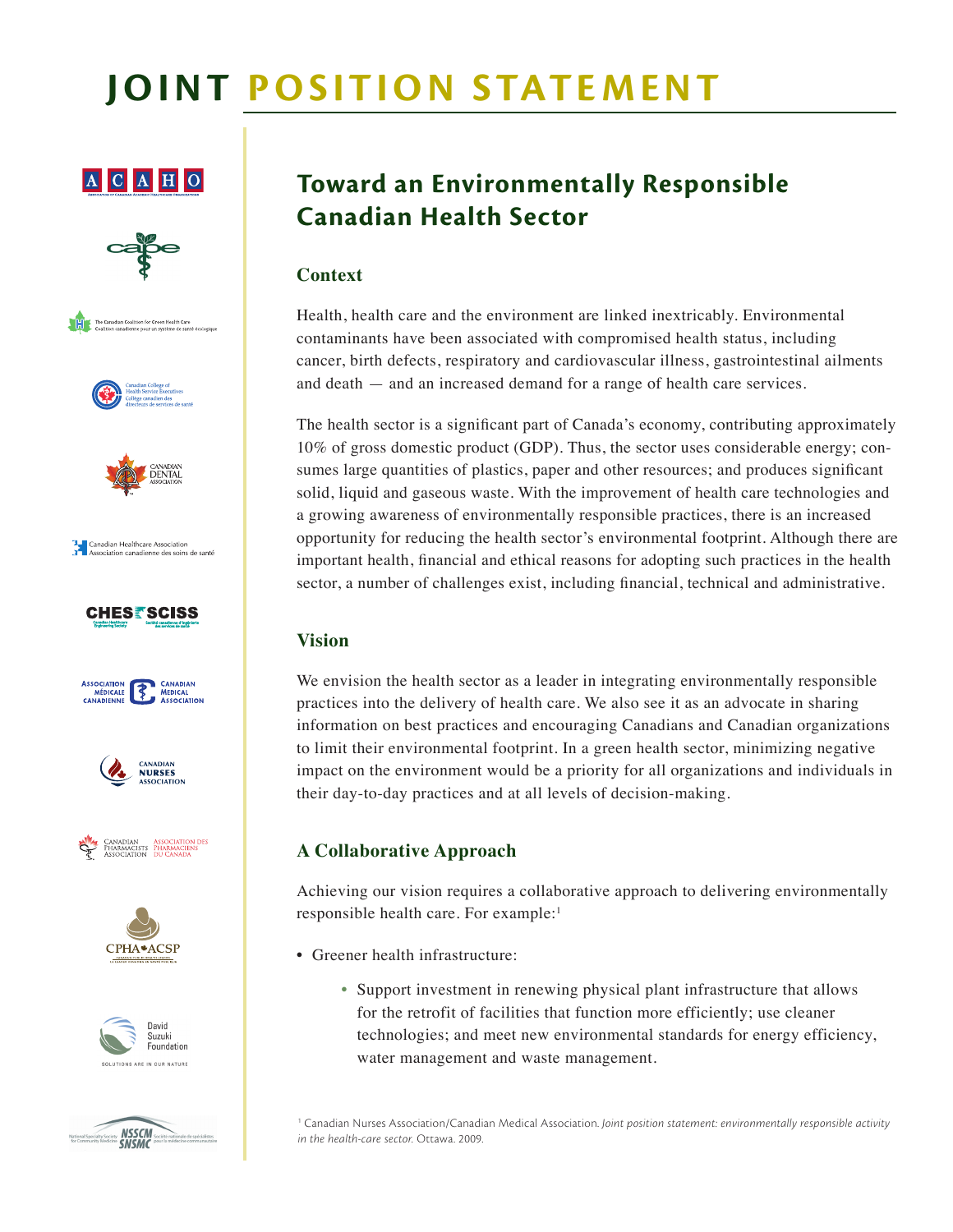# JOINT POSITION STATEMENT

## Toward an Environmentally Responsible Canadian Health Sector

### Context

Health, health care and the environment are linked inextricably. Environmental contaminants have been associated with compromised health status, including cancer, birth defects, respiratory and cardiovascular illness, gastrointestinal ailments and death — and an increased demand for a range of health care services.

The health sector is a significant part of Canada's economy, contributing approximately 10% of gross domestic product (GDP). Thus, the sector uses considerable energy; consumes large quantities of plastics, paper and other resources; and produces significant solid, liquid and gaseous waste. With the improvement of health care technologies and a growing awareness of environmentally responsible practices, there is an increased opportunity for reducing the health sector's environmental footprint. Although there are important health, financial and ethical reasons for adopting such practices in the health sector, a number of challenges exist, including financial, technical and administrative.

### Vision

We envision the health sector as a leader in integrating environmentally responsible practices into the delivery of health care. We also see it as an advocate in sharing information on best practices and encouraging Canadians and Canadian organizations to limit their environmental footprint. In a green health sector, minimizing negative impact on the environment would be a priority for all organizations and individuals in their day-to-day practices and at all levels of decision-making.

### A Collaborative Approach

Achieving our vision requires a collaborative approach to delivering environmentally responsible health care. For example:[1]

- Greener health infrastructure:
  - Support investment in renewing physical plant infrastructure that allows for the retrofit of facilities that function more efficiently; use cleaner technologies; and meet new environmental standards for energy efficiency, water management and waste management.

[1] Canadian Nurses Association/Canadian Medical Association. *Joint position statement: environmentally responsible activity in the health-care sector.* Ottawa. 2009.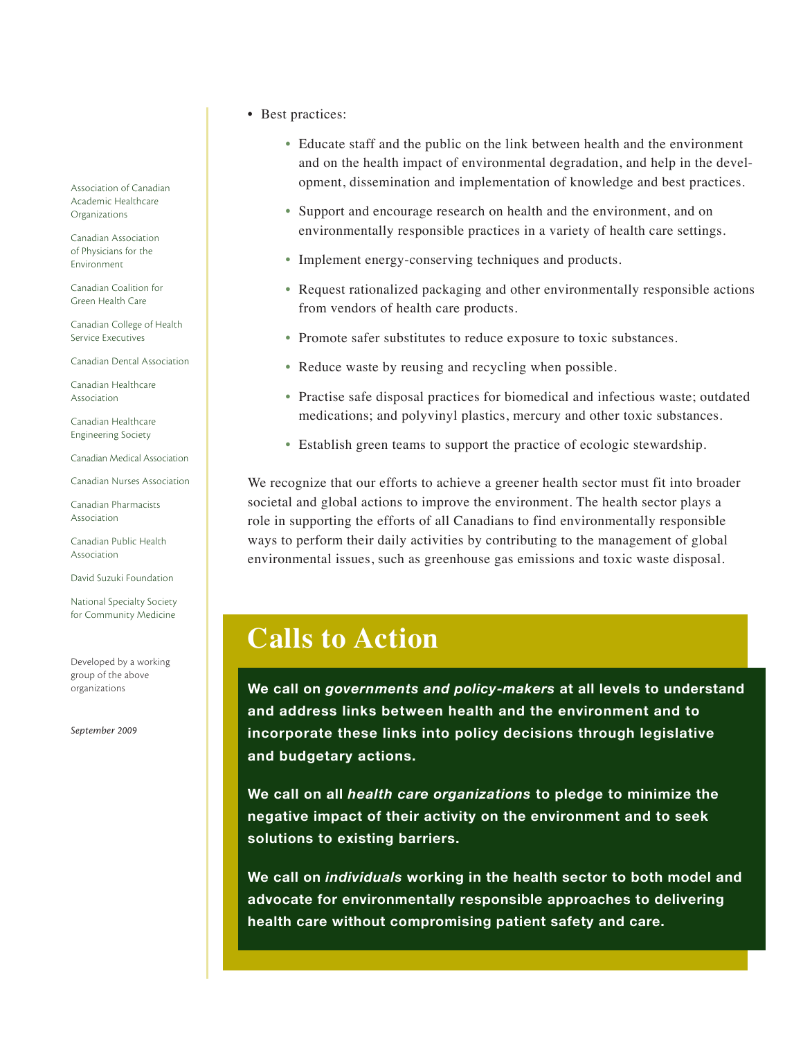- Best practices:
  - Educate staff and the public on the link between health and the environment and on the health impact of environmental degradation, and help in the development, dissemination and implementation of knowledge and best practices.
  - Support and encourage research on health and the environment, and on environmentally responsible practices in a variety of health care settings.
  - Implement energy-conserving techniques and products.
  - Request rationalized packaging and other environmentally responsible actions from vendors of health care products.
  - Promote safer substitutes to reduce exposure to toxic substances.
  - Reduce waste by reusing and recycling when possible.
  - Practise safe disposal practices for biomedical and infectious waste; outdated medications; and polyvinyl plastics, mercury and other toxic substances.
  - Establish green teams to support the practice of ecologic stewardship.

We recognize that our efforts to achieve a greener health sector must fit into broader societal and global actions to improve the environment. The health sector plays a role in supporting the efforts of all Canadians to find environmentally responsible ways to perform their daily activities by contributing to the management of global environmental issues, such as greenhouse gas emissions and toxic waste disposal.

## Calls to Action

**We call on *governments and policy-makers* at all levels to understand and address links between health and the environment and to incorporate these links into policy decisions through legislative and budgetary actions.**

**We call on all *health care organizations* to pledge to minimize the negative impact of their activity on the environment and to seek solutions to existing barriers.**

**We call on *individuals* working in the health sector to both model and advocate for environmentally responsible approaches to delivering health care without compromising patient safety and care.**

Association of Canadian Academic Healthcare Organizations

Canadian Association of Physicians for the Environment

Canadian Coalition for Green Health Care

Canadian College of Health Service Executives

Canadian Dental Association

Canadian Healthcare Association

Canadian Healthcare Engineering Society

Canadian Medical Association

Canadian Nurses Association

Canadian Pharmacists Association

Canadian Public Health Association

David Suzuki Foundation

National Specialty Society for Community Medicine

Developed by a working group of the above organizations

*September 2009*